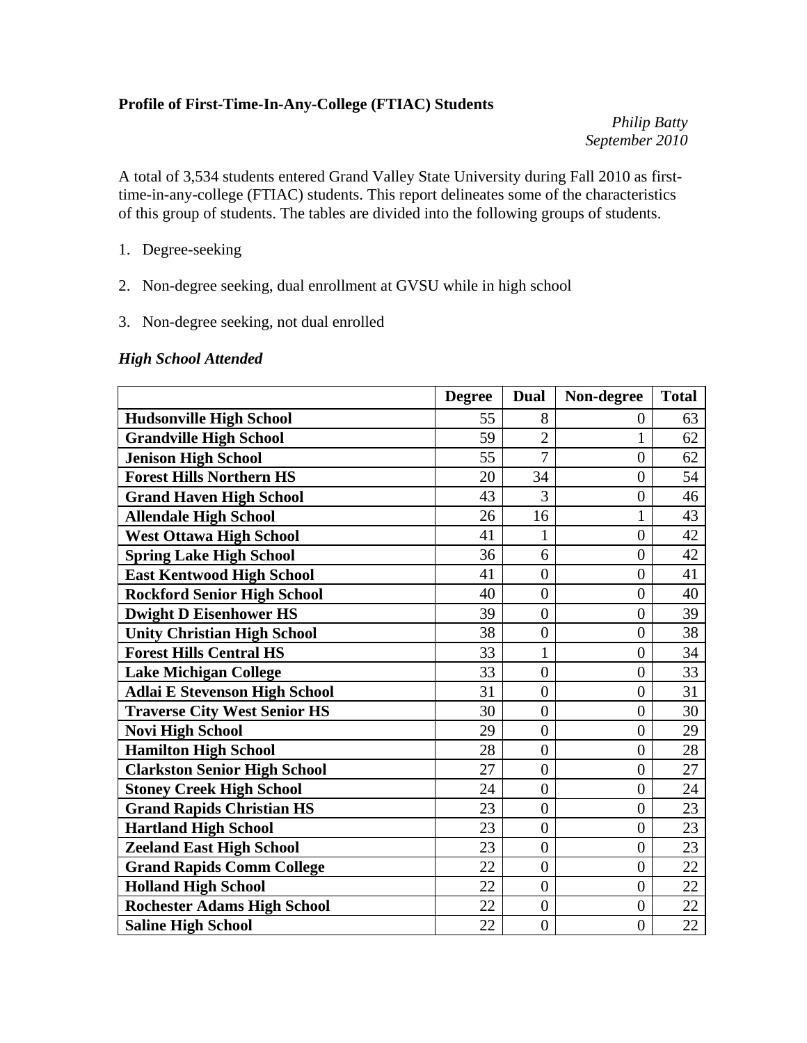**Profile of First-Time-In-Any-College (FTIAC) Students**

*Philip Batty*
*September 2010*

A total of 3,534 students entered Grand Valley State University during Fall 2010 as first-time-in-any-college (FTIAC) students. This report delineates some of the characteristics of this group of students. The tables are divided into the following groups of students.

1. Degree-seeking

2. Non-degree seeking, dual enrollment at GVSU while in high school

3. Non-degree seeking, not dual enrolled

### *High School Attended*

| | Degree | Dual | Non-degree | Total |
|---|---|---|---|---|
| **Hudsonville High School** | 55 | 8 | 0 | 63 |
| **Grandville High School** | 59 | 2 | 1 | 62 |
| **Jenison High School** | 55 | 7 | 0 | 62 |
| **Forest Hills Northern HS** | 20 | 34 | 0 | 54 |
| **Grand Haven High School** | 43 | 3 | 0 | 46 |
| **Allendale High School** | 26 | 16 | 1 | 43 |
| **West Ottawa High School** | 41 | 1 | 0 | 42 |
| **Spring Lake High School** | 36 | 6 | 0 | 42 |
| **East Kentwood High School** | 41 | 0 | 0 | 41 |
| **Rockford Senior High School** | 40 | 0 | 0 | 40 |
| **Dwight D Eisenhower HS** | 39 | 0 | 0 | 39 |
| **Unity Christian High School** | 38 | 0 | 0 | 38 |
| **Forest Hills Central HS** | 33 | 1 | 0 | 34 |
| **Lake Michigan College** | 33 | 0 | 0 | 33 |
| **Adlai E Stevenson High School** | 31 | 0 | 0 | 31 |
| **Traverse City West Senior HS** | 30 | 0 | 0 | 30 |
| **Novi High School** | 29 | 0 | 0 | 29 |
| **Hamilton High School** | 28 | 0 | 0 | 28 |
| **Clarkston Senior High School** | 27 | 0 | 0 | 27 |
| **Stoney Creek High School** | 24 | 0 | 0 | 24 |
| **Grand Rapids Christian HS** | 23 | 0 | 0 | 23 |
| **Hartland High School** | 23 | 0 | 0 | 23 |
| **Zeeland East High School** | 23 | 0 | 0 | 23 |
| **Grand Rapids Comm College** | 22 | 0 | 0 | 22 |
| **Holland High School** | 22 | 0 | 0 | 22 |
| **Rochester Adams High School** | 22 | 0 | 0 | 22 |
| **Saline High School** | 22 | 0 | 0 | 22 |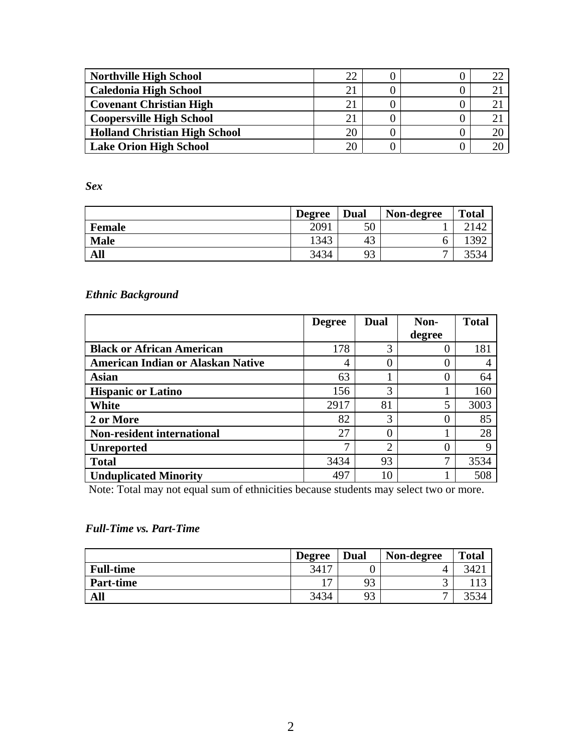| | | | | |
|---|---|---|---|---|
| **Northville High School** | 22 | 0 | 0 | 22 |
| **Caledonia High School** | 21 | 0 | 0 | 21 |
| **Covenant Christian High** | 21 | 0 | 0 | 21 |
| **Coopersville High School** | 21 | 0 | 0 | 21 |
| **Holland Christian High School** | 20 | 0 | 0 | 20 |
| **Lake Orion High School** | 20 | 0 | 0 | 20 |

***Sex***

| | **Degree** | **Dual** | **Non-degree** | **Total** |
|---|---|---|---|---|
| **Female** | 2091 | 50 | 1 | 2142 |
| **Male** | 1343 | 43 | 6 | 1392 |
| **All** | 3434 | 93 | 7 | 3534 |

***Ethnic Background***

| | **Degree** | **Dual** | **Non-degree** | **Total** |
|---|---|---|---|---|
| **Black or African American** | 178 | 3 | 0 | 181 |
| **American Indian or Alaskan Native** | 4 | 0 | 0 | 4 |
| **Asian** | 63 | 1 | 0 | 64 |
| **Hispanic or Latino** | 156 | 3 | 1 | 160 |
| **White** | 2917 | 81 | 5 | 3003 |
| **2 or More** | 82 | 3 | 0 | 85 |
| **Non-resident international** | 27 | 0 | 1 | 28 |
| **Unreported** | 7 | 2 | 0 | 9 |
| **Total** | 3434 | 93 | 7 | 3534 |
| **Unduplicated Minority** | 497 | 10 | 1 | 508 |

Note: Total may not equal sum of ethnicities because students may select two or more.

***Full-Time vs. Part-Time***

| | **Degree** | **Dual** | **Non-degree** | **Total** |
|---|---|---|---|---|
| **Full-time** | 3417 | 0 | 4 | 3421 |
| **Part-time** | 17 | 93 | 3 | 113 |
| **All** | 3434 | 93 | 7 | 3534 |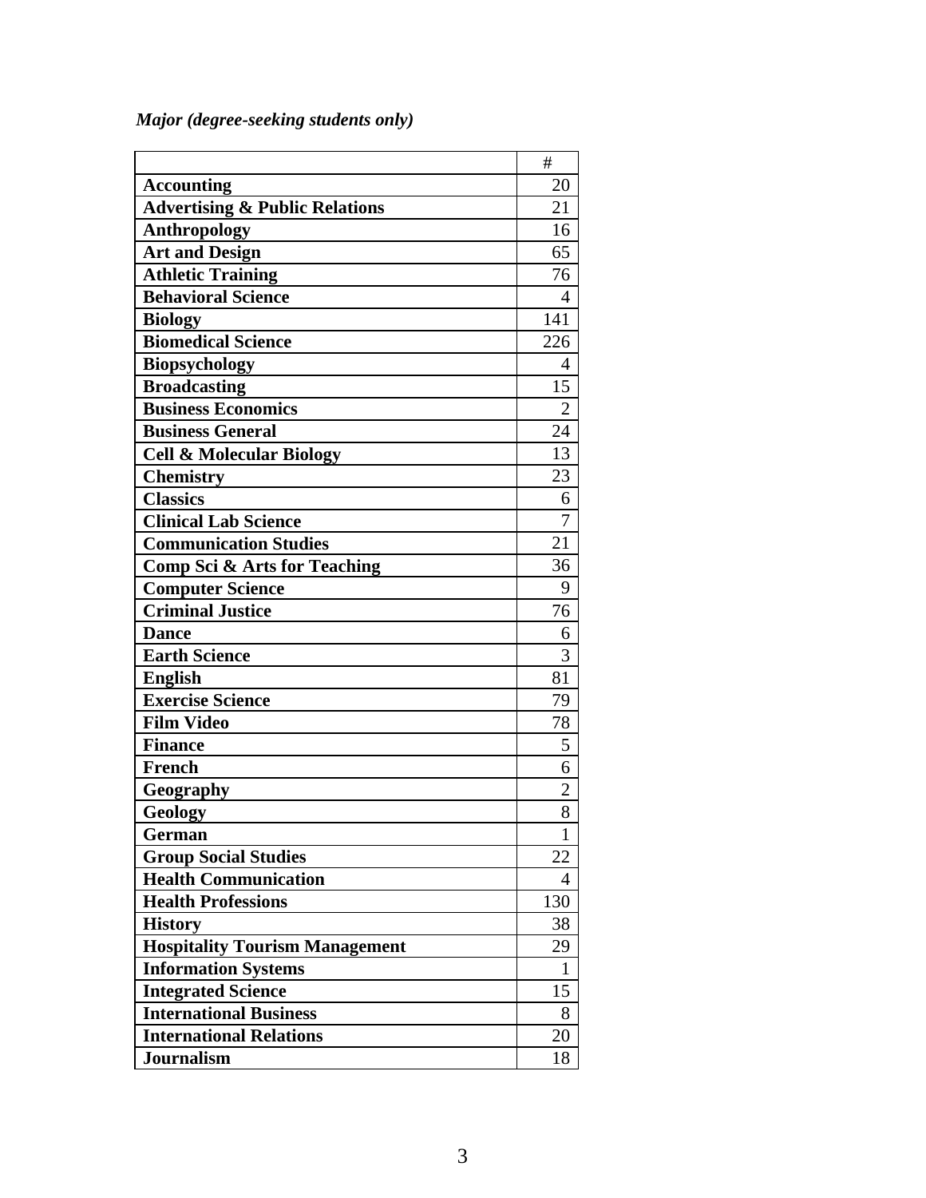*Major (degree-seeking students only)*

| | # |
|---|---|
| **Accounting** | 20 |
| **Advertising & Public Relations** | 21 |
| **Anthropology** | 16 |
| **Art and Design** | 65 |
| **Athletic Training** | 76 |
| **Behavioral Science** | 4 |
| **Biology** | 141 |
| **Biomedical Science** | 226 |
| **Biopsychology** | 4 |
| **Broadcasting** | 15 |
| **Business Economics** | 2 |
| **Business General** | 24 |
| **Cell & Molecular Biology** | 13 |
| **Chemistry** | 23 |
| **Classics** | 6 |
| **Clinical Lab Science** | 7 |
| **Communication Studies** | 21 |
| **Comp Sci & Arts for Teaching** | 36 |
| **Computer Science** | 9 |
| **Criminal Justice** | 76 |
| **Dance** | 6 |
| **Earth Science** | 3 |
| **English** | 81 |
| **Exercise Science** | 79 |
| **Film Video** | 78 |
| **Finance** | 5 |
| **French** | 6 |
| **Geography** | 2 |
| **Geology** | 8 |
| **German** | 1 |
| **Group Social Studies** | 22 |
| **Health Communication** | 4 |
| **Health Professions** | 130 |
| **History** | 38 |
| **Hospitality Tourism Management** | 29 |
| **Information Systems** | 1 |
| **Integrated Science** | 15 |
| **International Business** | 8 |
| **International Relations** | 20 |
| **Journalism** | 18 |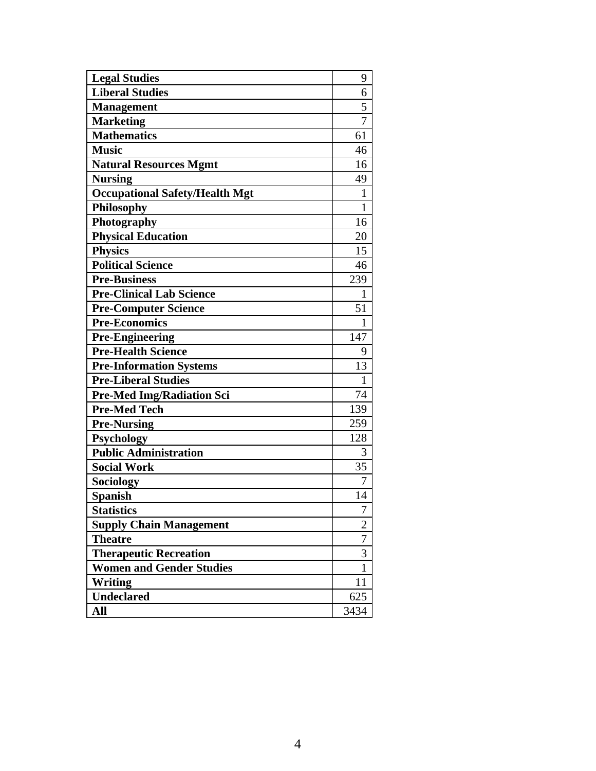| | |
|---|---|
| **Legal Studies** | 9 |
| **Liberal Studies** | 6 |
| **Management** | 5 |
| **Marketing** | 7 |
| **Mathematics** | 61 |
| **Music** | 46 |
| **Natural Resources Mgmt** | 16 |
| **Nursing** | 49 |
| **Occupational Safety/Health Mgt** | 1 |
| **Philosophy** | 1 |
| **Photography** | 16 |
| **Physical Education** | 20 |
| **Physics** | 15 |
| **Political Science** | 46 |
| **Pre-Business** | 239 |
| **Pre-Clinical Lab Science** | 1 |
| **Pre-Computer Science** | 51 |
| **Pre-Economics** | 1 |
| **Pre-Engineering** | 147 |
| **Pre-Health Science** | 9 |
| **Pre-Information Systems** | 13 |
| **Pre-Liberal Studies** | 1 |
| **Pre-Med Img/Radiation Sci** | 74 |
| **Pre-Med Tech** | 139 |
| **Pre-Nursing** | 259 |
| **Psychology** | 128 |
| **Public Administration** | 3 |
| **Social Work** | 35 |
| **Sociology** | 7 |
| **Spanish** | 14 |
| **Statistics** | 7 |
| **Supply Chain Management** | 2 |
| **Theatre** | 7 |
| **Therapeutic Recreation** | 3 |
| **Women and Gender Studies** | 1 |
| **Writing** | 11 |
| **Undeclared** | 625 |
| **All** | 3434 |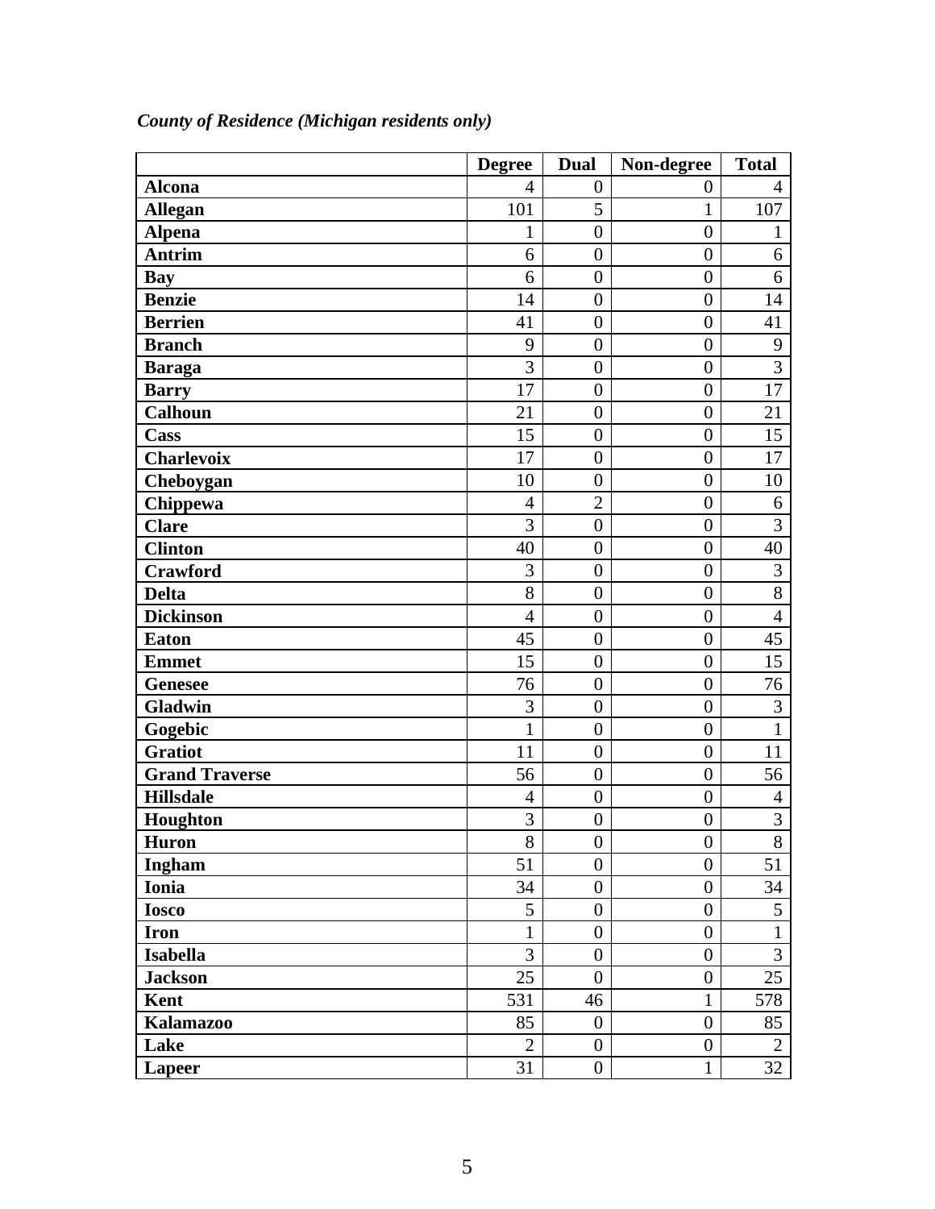*County of Residence (Michigan residents only)*

| | Degree | Dual | Non-degree | Total |
|---|---|---|---|---|
| **Alcona** | 4 | 0 | 0 | 4 |
| **Allegan** | 101 | 5 | 1 | 107 |
| **Alpena** | 1 | 0 | 0 | 1 |
| **Antrim** | 6 | 0 | 0 | 6 |
| **Bay** | 6 | 0 | 0 | 6 |
| **Benzie** | 14 | 0 | 0 | 14 |
| **Berrien** | 41 | 0 | 0 | 41 |
| **Branch** | 9 | 0 | 0 | 9 |
| **Baraga** | 3 | 0 | 0 | 3 |
| **Barry** | 17 | 0 | 0 | 17 |
| **Calhoun** | 21 | 0 | 0 | 21 |
| **Cass** | 15 | 0 | 0 | 15 |
| **Charlevoix** | 17 | 0 | 0 | 17 |
| **Cheboygan** | 10 | 0 | 0 | 10 |
| **Chippewa** | 4 | 2 | 0 | 6 |
| **Clare** | 3 | 0 | 0 | 3 |
| **Clinton** | 40 | 0 | 0 | 40 |
| **Crawford** | 3 | 0 | 0 | 3 |
| **Delta** | 8 | 0 | 0 | 8 |
| **Dickinson** | 4 | 0 | 0 | 4 |
| **Eaton** | 45 | 0 | 0 | 45 |
| **Emmet** | 15 | 0 | 0 | 15 |
| **Genesee** | 76 | 0 | 0 | 76 |
| **Gladwin** | 3 | 0 | 0 | 3 |
| **Gogebic** | 1 | 0 | 0 | 1 |
| **Gratiot** | 11 | 0 | 0 | 11 |
| **Grand Traverse** | 56 | 0 | 0 | 56 |
| **Hillsdale** | 4 | 0 | 0 | 4 |
| **Houghton** | 3 | 0 | 0 | 3 |
| **Huron** | 8 | 0 | 0 | 8 |
| **Ingham** | 51 | 0 | 0 | 51 |
| **Ionia** | 34 | 0 | 0 | 34 |
| **Iosco** | 5 | 0 | 0 | 5 |
| **Iron** | 1 | 0 | 0 | 1 |
| **Isabella** | 3 | 0 | 0 | 3 |
| **Jackson** | 25 | 0 | 0 | 25 |
| **Kent** | 531 | 46 | 1 | 578 |
| **Kalamazoo** | 85 | 0 | 0 | 85 |
| **Lake** | 2 | 0 | 0 | 2 |
| **Lapeer** | 31 | 0 | 1 | 32 |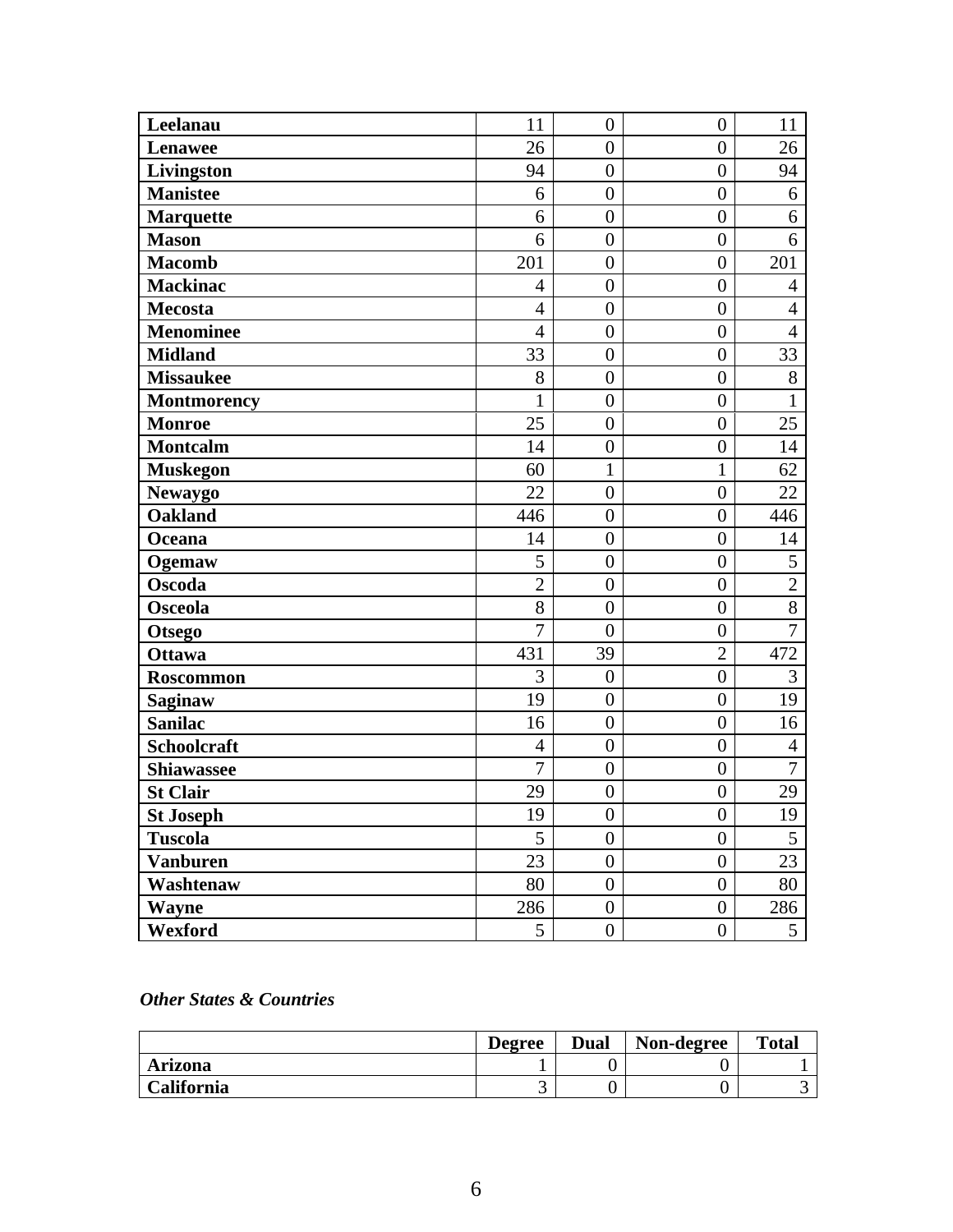| | | | | |
|---|---|---|---|---|
| **Leelanau** | 11 | 0 | 0 | 11 |
| **Lenawee** | 26 | 0 | 0 | 26 |
| **Livingston** | 94 | 0 | 0 | 94 |
| **Manistee** | 6 | 0 | 0 | 6 |
| **Marquette** | 6 | 0 | 0 | 6 |
| **Mason** | 6 | 0 | 0 | 6 |
| **Macomb** | 201 | 0 | 0 | 201 |
| **Mackinac** | 4 | 0 | 0 | 4 |
| **Mecosta** | 4 | 0 | 0 | 4 |
| **Menominee** | 4 | 0 | 0 | 4 |
| **Midland** | 33 | 0 | 0 | 33 |
| **Missaukee** | 8 | 0 | 0 | 8 |
| **Montmorency** | 1 | 0 | 0 | 1 |
| **Monroe** | 25 | 0 | 0 | 25 |
| **Montcalm** | 14 | 0 | 0 | 14 |
| **Muskegon** | 60 | 1 | 1 | 62 |
| **Newaygo** | 22 | 0 | 0 | 22 |
| **Oakland** | 446 | 0 | 0 | 446 |
| **Oceana** | 14 | 0 | 0 | 14 |
| **Ogemaw** | 5 | 0 | 0 | 5 |
| **Oscoda** | 2 | 0 | 0 | 2 |
| **Osceola** | 8 | 0 | 0 | 8 |
| **Otsego** | 7 | 0 | 0 | 7 |
| **Ottawa** | 431 | 39 | 2 | 472 |
| **Roscommon** | 3 | 0 | 0 | 3 |
| **Saginaw** | 19 | 0 | 0 | 19 |
| **Sanilac** | 16 | 0 | 0 | 16 |
| **Schoolcraft** | 4 | 0 | 0 | 4 |
| **Shiawassee** | 7 | 0 | 0 | 7 |
| **St Clair** | 29 | 0 | 0 | 29 |
| **St Joseph** | 19 | 0 | 0 | 19 |
| **Tuscola** | 5 | 0 | 0 | 5 |
| **Vanburen** | 23 | 0 | 0 | 23 |
| **Washtenaw** | 80 | 0 | 0 | 80 |
| **Wayne** | 286 | 0 | 0 | 286 |
| **Wexford** | 5 | 0 | 0 | 5 |

***Other States & Countries***

| | **Degree** | **Dual** | **Non-degree** | **Total** |
|---|---|---|---|---|
| **Arizona** | 1 | 0 | 0 | 1 |
| **California** | 3 | 0 | 0 | 3 |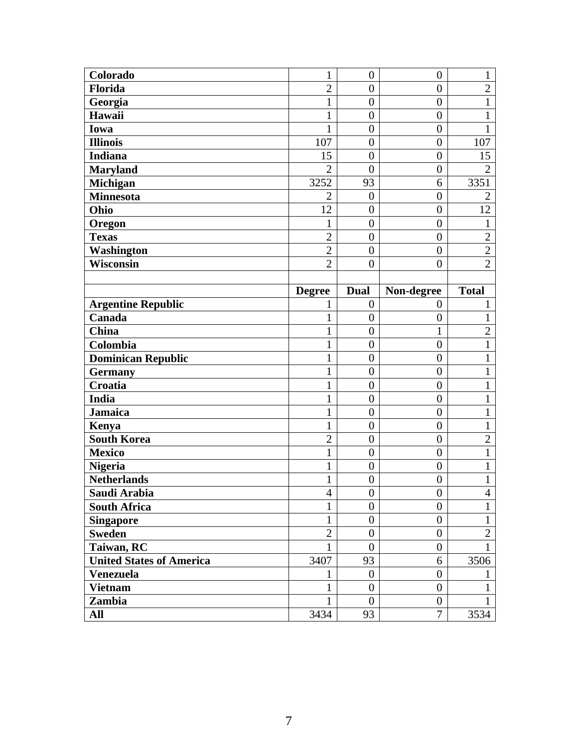| | | | | |
|---|---|---|---|---|
| **Colorado** | 1 | 0 | 0 | 1 |
| **Florida** | 2 | 0 | 0 | 2 |
| **Georgia** | 1 | 0 | 0 | 1 |
| **Hawaii** | 1 | 0 | 0 | 1 |
| **Iowa** | 1 | 0 | 0 | 1 |
| **Illinois** | 107 | 0 | 0 | 107 |
| **Indiana** | 15 | 0 | 0 | 15 |
| **Maryland** | 2 | 0 | 0 | 2 |
| **Michigan** | 3252 | 93 | 6 | 3351 |
| **Minnesota** | 2 | 0 | 0 | 2 |
| **Ohio** | 12 | 0 | 0 | 12 |
| **Oregon** | 1 | 0 | 0 | 1 |
| **Texas** | 2 | 0 | 0 | 2 |
| **Washington** | 2 | 0 | 0 | 2 |
| **Wisconsin** | 2 | 0 | 0 | 2 |

| | **Degree** | **Dual** | **Non-degree** | **Total** |
|---|---|---|---|---|
| **Argentine Republic** | 1 | 0 | 0 | 1 |
| **Canada** | 1 | 0 | 0 | 1 |
| **China** | 1 | 0 | 1 | 2 |
| **Colombia** | 1 | 0 | 0 | 1 |
| **Dominican Republic** | 1 | 0 | 0 | 1 |
| **Germany** | 1 | 0 | 0 | 1 |
| **Croatia** | 1 | 0 | 0 | 1 |
| **India** | 1 | 0 | 0 | 1 |
| **Jamaica** | 1 | 0 | 0 | 1 |
| **Kenya** | 1 | 0 | 0 | 1 |
| **South Korea** | 2 | 0 | 0 | 2 |
| **Mexico** | 1 | 0 | 0 | 1 |
| **Nigeria** | 1 | 0 | 0 | 1 |
| **Netherlands** | 1 | 0 | 0 | 1 |
| **Saudi Arabia** | 4 | 0 | 0 | 4 |
| **South Africa** | 1 | 0 | 0 | 1 |
| **Singapore** | 1 | 0 | 0 | 1 |
| **Sweden** | 2 | 0 | 0 | 2 |
| **Taiwan, RC** | 1 | 0 | 0 | 1 |
| **United States of America** | 3407 | 93 | 6 | 3506 |
| **Venezuela** | 1 | 0 | 0 | 1 |
| **Vietnam** | 1 | 0 | 0 | 1 |
| **Zambia** | 1 | 0 | 0 | 1 |
| **All** | 3434 | 93 | 7 | 3534 |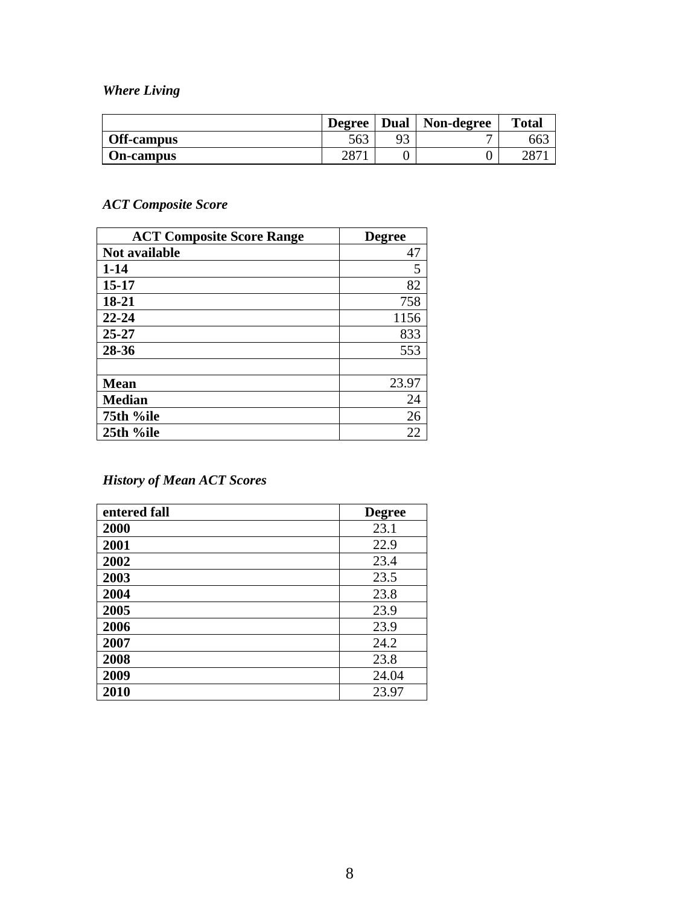*Where Living*

| | Degree | Dual | Non-degree | Total |
|---|---|---|---|---|
| **Off-campus** | 563 | 93 | 7 | 663 |
| **On-campus** | 2871 | 0 | 0 | 2871 |

*ACT Composite Score*

| ACT Composite Score Range | Degree |
|---|---|
| **Not available** | 47 |
| **1-14** | 5 |
| **15-17** | 82 |
| **18-21** | 758 |
| **22-24** | 1156 |
| **25-27** | 833 |
| **28-36** | 553 |
| | |
| **Mean** | 23.97 |
| **Median** | 24 |
| **75th %ile** | 26 |
| **25th %ile** | 22 |

*History of Mean ACT Scores*

| entered fall | Degree |
|---|---|
| **2000** | 23.1 |
| **2001** | 22.9 |
| **2002** | 23.4 |
| **2003** | 23.5 |
| **2004** | 23.8 |
| **2005** | 23.9 |
| **2006** | 23.9 |
| **2007** | 24.2 |
| **2008** | 23.8 |
| **2009** | 24.04 |
| **2010** | 23.97 |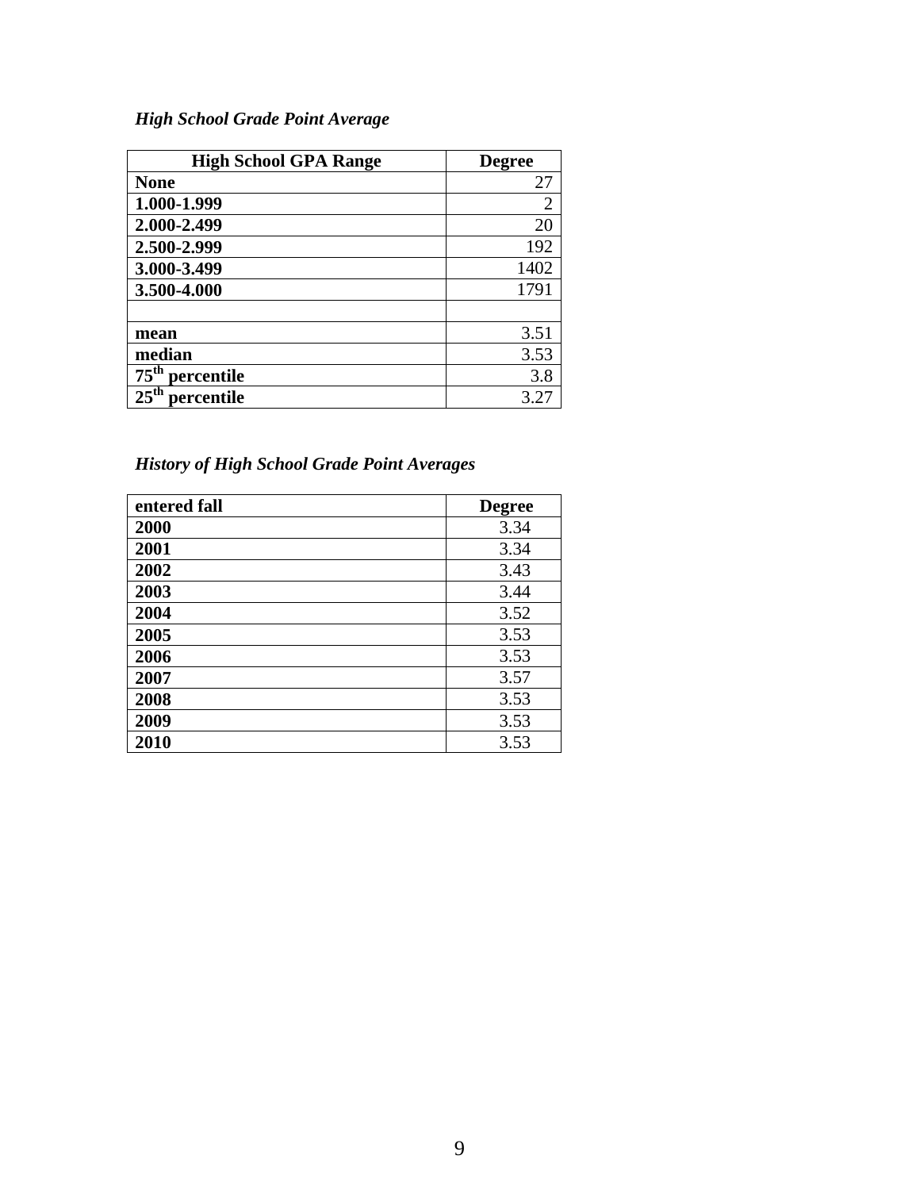*High School Grade Point Average*

| High School GPA Range | Degree |
|---|---|
| **None** | 27 |
| **1.000-1.999** | 2 |
| **2.000-2.499** | 20 |
| **2.500-2.999** | 192 |
| **3.000-3.499** | 1402 |
| **3.500-4.000** | 1791 |
| | |
| **mean** | 3.51 |
| **median** | 3.53 |
| **75th percentile** | 3.8 |
| **25th percentile** | 3.27 |

*History of High School Grade Point Averages*

| entered fall | Degree |
|---|---|
| **2000** | 3.34 |
| **2001** | 3.34 |
| **2002** | 3.43 |
| **2003** | 3.44 |
| **2004** | 3.52 |
| **2005** | 3.53 |
| **2006** | 3.53 |
| **2007** | 3.57 |
| **2008** | 3.53 |
| **2009** | 3.53 |
| **2010** | 3.53 |